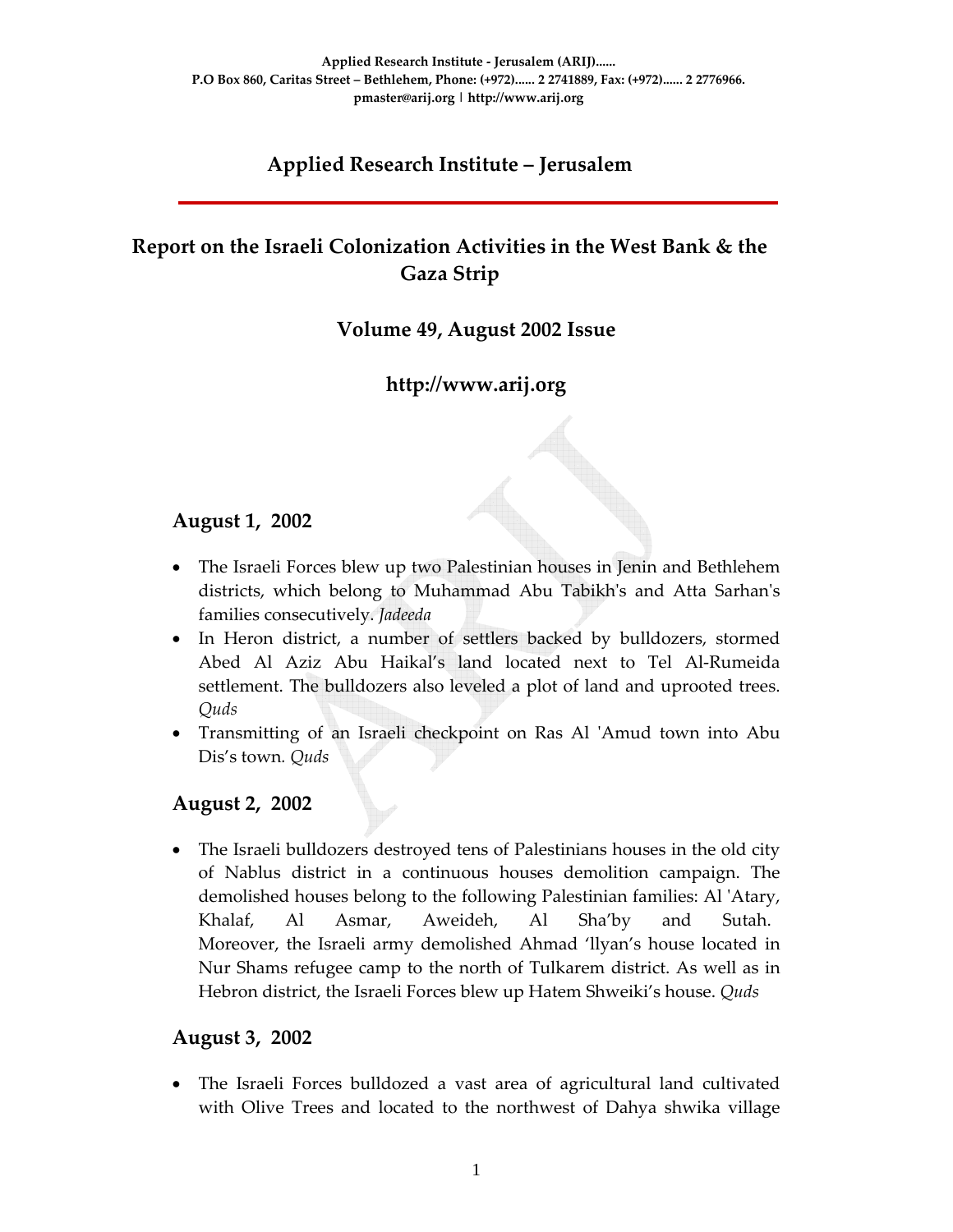Applied Research Institute - Jerusalem (ARIJ)......
P.O Box 860, Caritas Street – Bethlehem, Phone: (+972)...... 2 2741889, Fax: (+972)...... 2 2776966.
pmaster@arij.org | http://www.arij.org

# Applied Research Institute – Jerusalem

## Report on the Israeli Colonization Activities in the West Bank & the Gaza Strip

### Volume 49, August 2002 Issue

### http://www.arij.org

### August 1, 2002

- The Israeli Forces blew up two Palestinian houses in Jenin and Bethlehem districts, which belong to Muhammad Abu Tabikh's and Atta Sarhan's families consecutively. *Jadeeda*
- In Heron district, a number of settlers backed by bulldozers, stormed Abed Al Aziz Abu Haikal's land located next to Tel Al-Rumeida settlement. The bulldozers also leveled a plot of land and uprooted trees. *Quds*
- Transmitting of an Israeli checkpoint on Ras Al 'Amud town into Abu Dis's town. *Quds*

### August 2, 2002

- The Israeli bulldozers destroyed tens of Palestinians houses in the old city of Nablus district in a continuous houses demolition campaign. The demolished houses belong to the following Palestinian families: Al 'Atary, Khalaf, Al Asmar, Aweideh, Al Sha'by and Sutah. Moreover, the Israeli army demolished Ahmad 'llyan's house located in Nur Shams refugee camp to the north of Tulkarem district. As well as in Hebron district, the Israeli Forces blew up Hatem Shweiki's house. *Quds*

### August 3, 2002

- The Israeli Forces bulldozed a vast area of agricultural land cultivated with Olive Trees and located to the northwest of Dahya shwika village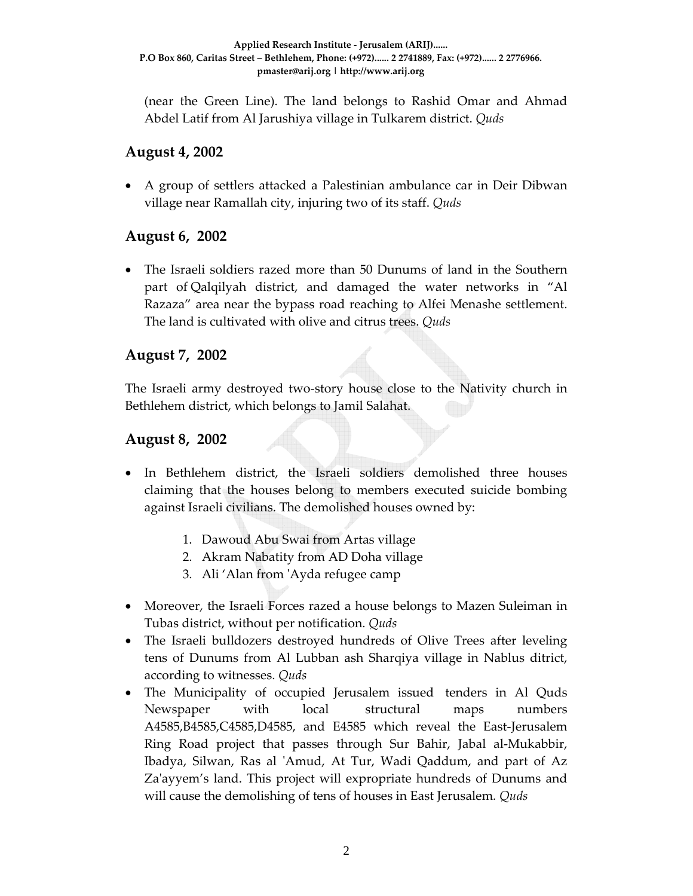(near the Green Line). The land belongs to Rashid Omar and Ahmad Abdel Latif from Al Jarushiya village in Tulkarem district. *Quds*

## August 4, 2002

- A group of settlers attacked a Palestinian ambulance car in Deir Dibwan village near Ramallah city, injuring two of its staff. *Quds*

## August 6, 2002

- The Israeli soldiers razed more than 50 Dunums of land in the Southern part of Qalqilyah district, and damaged the water networks in "Al Razaza" area near the bypass road reaching to Alfei Menashe settlement. The land is cultivated with olive and citrus trees. *Quds*

## August 7, 2002

The Israeli army destroyed two-story house close to the Nativity church in Bethlehem district, which belongs to Jamil Salahat.

## August 8, 2002

- In Bethlehem district, the Israeli soldiers demolished three houses claiming that the houses belong to members executed suicide bombing against Israeli civilians. The demolished houses owned by:
    1. Dawoud Abu Swai from Artas village
    2. Akram Nabatity from AD Doha village
    3. Ali 'Alan from 'Ayda refugee camp
- Moreover, the Israeli Forces razed a house belongs to Mazen Suleiman in Tubas district, without per notification. *Quds*
- The Israeli bulldozers destroyed hundreds of Olive Trees after leveling tens of Dunums from Al Lubban ash Sharqiya village in Nablus district, according to witnesses. *Quds*
- The Municipality of occupied Jerusalem issued tenders in Al Quds Newspaper with local structural maps numbers A4585,B4585,C4585,D4585, and E4585 which reveal the East-Jerusalem Ring Road project that passes through Sur Bahir, Jabal al-Mukabbir, Ibadya, Silwan, Ras al 'Amud, At Tur, Wadi Qaddum, and part of Az Za'ayyem's land. This project will expropriate hundreds of Dunums and will cause the demolishing of tens of houses in East Jerusalem. *Quds*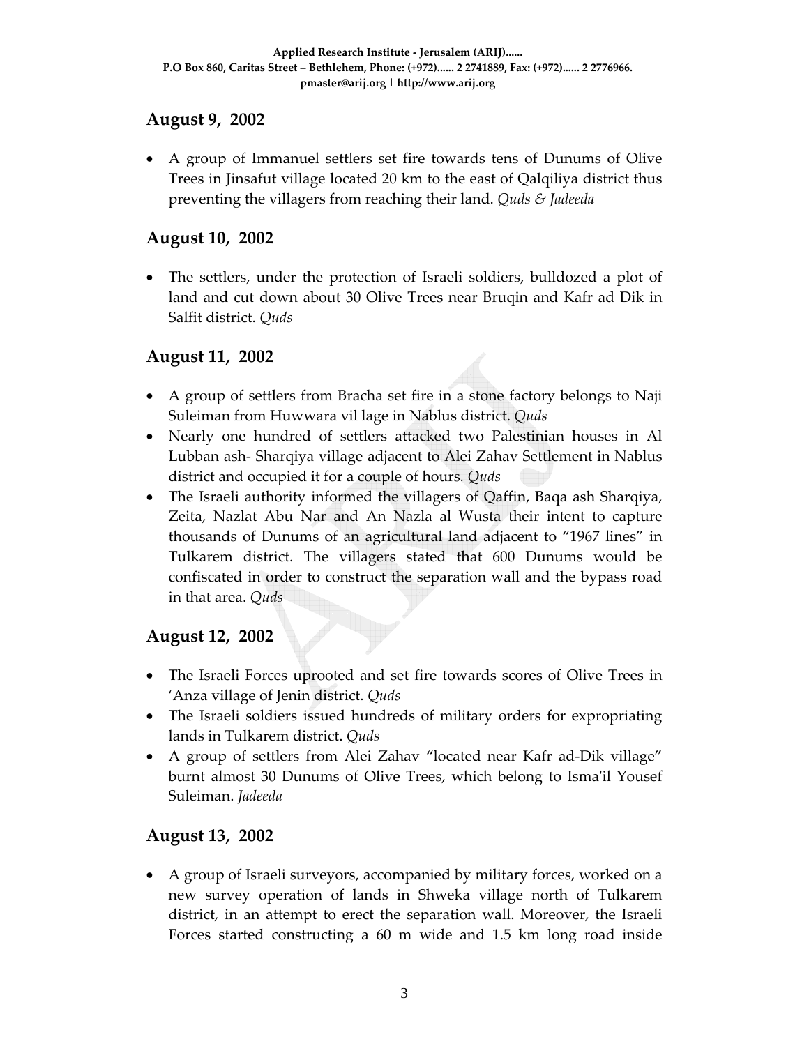## August 9, 2002

- A group of Immanuel settlers set fire towards tens of Dunums of Olive Trees in Jinsafut village located 20 km to the east of Qalqiliya district thus preventing the villagers from reaching their land. *Quds & Jadeeda*

## August 10, 2002

- The settlers, under the protection of Israeli soldiers, bulldozed a plot of land and cut down about 30 Olive Trees near Bruqin and Kafr ad Dik in Salfit district. *Quds*

## August 11, 2002

- A group of settlers from Bracha set fire in a stone factory belongs to Naji Suleiman from Huwwara vil lage in Nablus district. *Quds*
- Nearly one hundred of settlers attacked two Palestinian houses in Al Lubban ash- Sharqiya village adjacent to Alei Zahav Settlement in Nablus district and occupied it for a couple of hours. *Quds*
- The Israeli authority informed the villagers of Qaffin, Baqa ash Sharqiya, Zeita, Nazlat Abu Nar and An Nazla al Wusta their intent to capture thousands of Dunums of an agricultural land adjacent to "1967 lines" in Tulkarem district. The villagers stated that 600 Dunums would be confiscated in order to construct the separation wall and the bypass road in that area. *Quds*

## August 12, 2002

- The Israeli Forces uprooted and set fire towards scores of Olive Trees in 'Anza village of Jenin district. *Quds*
- The Israeli soldiers issued hundreds of military orders for expropriating lands in Tulkarem district. *Quds*
- A group of settlers from Alei Zahav "located near Kafr ad-Dik village" burnt almost 30 Dunums of Olive Trees, which belong to Isma'il Yousef Suleiman. *Jadeeda*

## August 13, 2002

- A group of Israeli surveyors, accompanied by military forces, worked on a new survey operation of lands in Shweka village north of Tulkarem district, in an attempt to erect the separation wall. Moreover, the Israeli Forces started constructing a 60 m wide and 1.5 km long road inside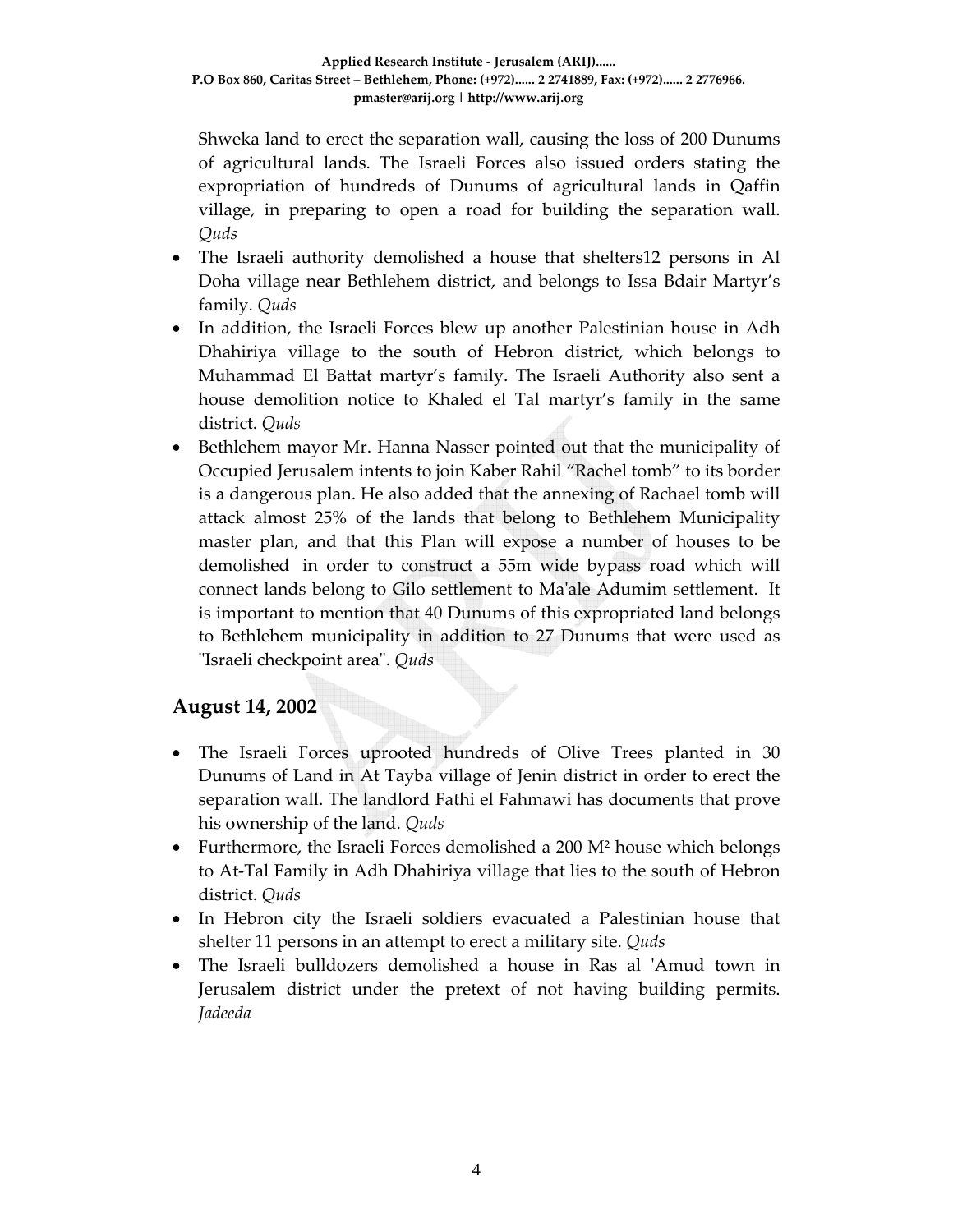Shweka land to erect the separation wall, causing the loss of 200 Dunums of agricultural lands. The Israeli Forces also issued orders stating the expropriation of hundreds of Dunums of agricultural lands in Qaffin village, in preparing to open a road for building the separation wall. *Quds*

- The Israeli authority demolished a house that shelters12 persons in Al Doha village near Bethlehem district, and belongs to Issa Bdair Martyr's family. *Quds*
- In addition, the Israeli Forces blew up another Palestinian house in Adh Dhahiriya village to the south of Hebron district, which belongs to Muhammad El Battat martyr's family. The Israeli Authority also sent a house demolition notice to Khaled el Tal martyr's family in the same district. *Quds*
- Bethlehem mayor Mr. Hanna Nasser pointed out that the municipality of Occupied Jerusalem intents to join Kaber Rahil "Rachel tomb" to its border is a dangerous plan. He also added that the annexing of Rachael tomb will attack almost 25% of the lands that belong to Bethlehem Municipality master plan, and that this Plan will expose a number of houses to be demolished in order to construct a 55m wide bypass road which will connect lands belong to Gilo settlement to Ma'ale Adumim settlement. It is important to mention that 40 Dunums of this expropriated land belongs to Bethlehem municipality in addition to 27 Dunums that were used as "Israeli checkpoint area". *Quds*

## August 14, 2002

- The Israeli Forces uprooted hundreds of Olive Trees planted in 30 Dunums of Land in At Tayba village of Jenin district in order to erect the separation wall. The landlord Fathi el Fahmawi has documents that prove his ownership of the land. *Quds*
- Furthermore, the Israeli Forces demolished a 200 M² house which belongs to At-Tal Family in Adh Dhahiriya village that lies to the south of Hebron district. *Quds*
- In Hebron city the Israeli soldiers evacuated a Palestinian house that shelter 11 persons in an attempt to erect a military site. *Quds*
- The Israeli bulldozers demolished a house in Ras al 'Amud town in Jerusalem district under the pretext of not having building permits. *Jadeeda*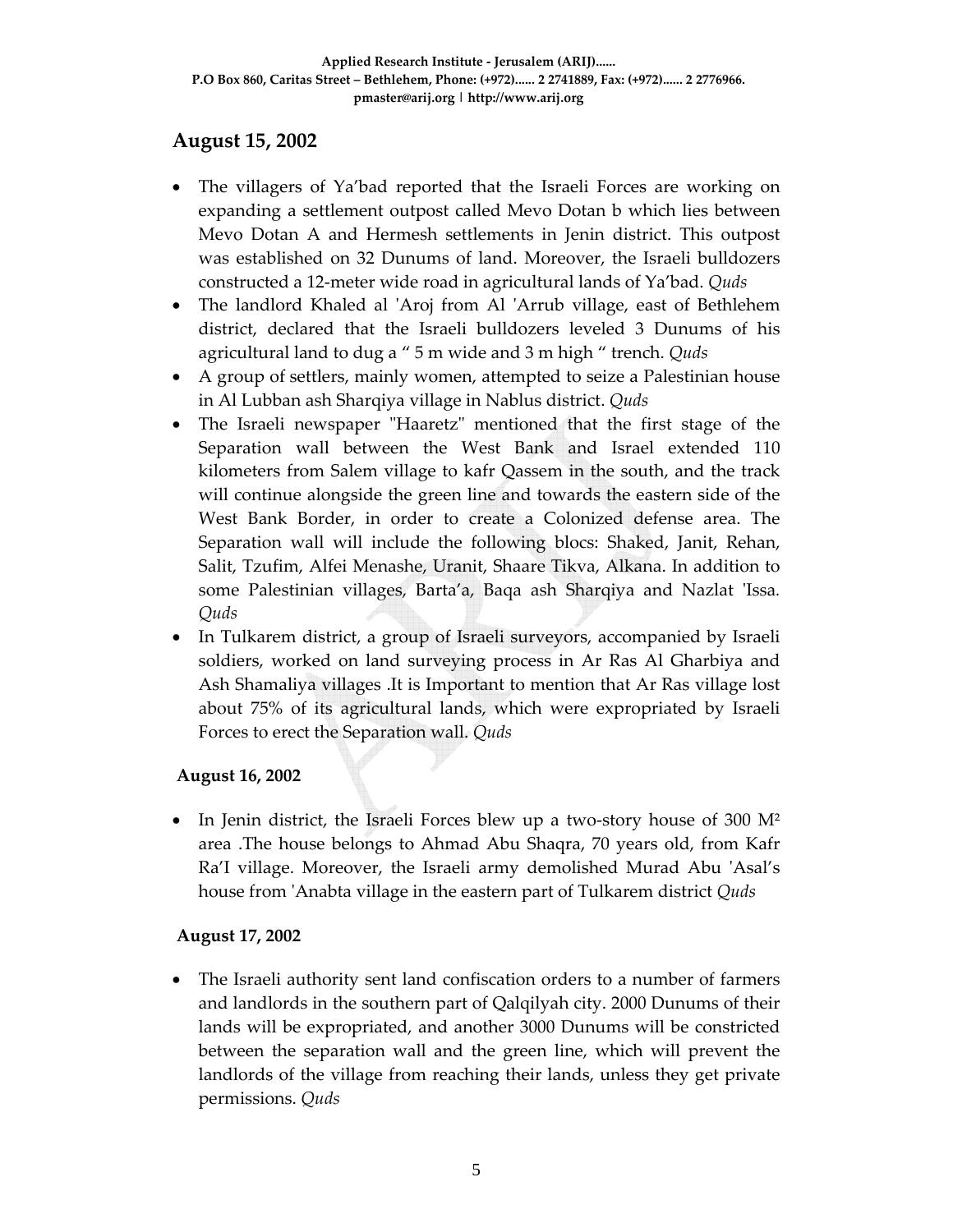## August 15, 2002

- The villagers of Ya'bad reported that the Israeli Forces are working on expanding a settlement outpost called Mevo Dotan b which lies between Mevo Dotan A and Hermesh settlements in Jenin district. This outpost was established on 32 Dunums of land. Moreover, the Israeli bulldozers constructed a 12-meter wide road in agricultural lands of Ya'bad. *Quds*
- The landlord Khaled al 'Aroj from Al 'Arrub village, east of Bethlehem district, declared that the Israeli bulldozers leveled 3 Dunums of his agricultural land to dug a " 5 m wide and 3 m high " trench. *Quds*
- A group of settlers, mainly women, attempted to seize a Palestinian house in Al Lubban ash Sharqiya village in Nablus district. *Quds*
- The Israeli newspaper "Haaretz" mentioned that the first stage of the Separation wall between the West Bank and Israel extended 110 kilometers from Salem village to kafr Qassem in the south, and the track will continue alongside the green line and towards the eastern side of the West Bank Border, in order to create a Colonized defense area. The Separation wall will include the following blocs: Shaked, Janit, Rehan, Salit, Tzufim, Alfei Menashe, Uranit, Shaare Tikva, Alkana. In addition to some Palestinian villages, Barta'a, Baqa ash Sharqiya and Nazlat 'Issa. *Quds*
- In Tulkarem district, a group of Israeli surveyors, accompanied by Israeli soldiers, worked on land surveying process in Ar Ras Al Gharbiya and Ash Shamaliya villages .It is Important to mention that Ar Ras village lost about 75% of its agricultural lands, which were expropriated by Israeli Forces to erect the Separation wall. *Quds*

## August 16, 2002

- In Jenin district, the Israeli Forces blew up a two-story house of 300 $M^2$ area .The house belongs to Ahmad Abu Shaqra, 70 years old, from Kafr Ra'I village. Moreover, the Israeli army demolished Murad Abu 'Asal's house from 'Anabta village in the eastern part of Tulkarem district *Quds*

## August 17, 2002

- The Israeli authority sent land confiscation orders to a number of farmers and landlords in the southern part of Qalqilyah city. 2000 Dunums of their lands will be expropriated, and another 3000 Dunums will be constricted between the separation wall and the green line, which will prevent the landlords of the village from reaching their lands, unless they get private permissions. *Quds*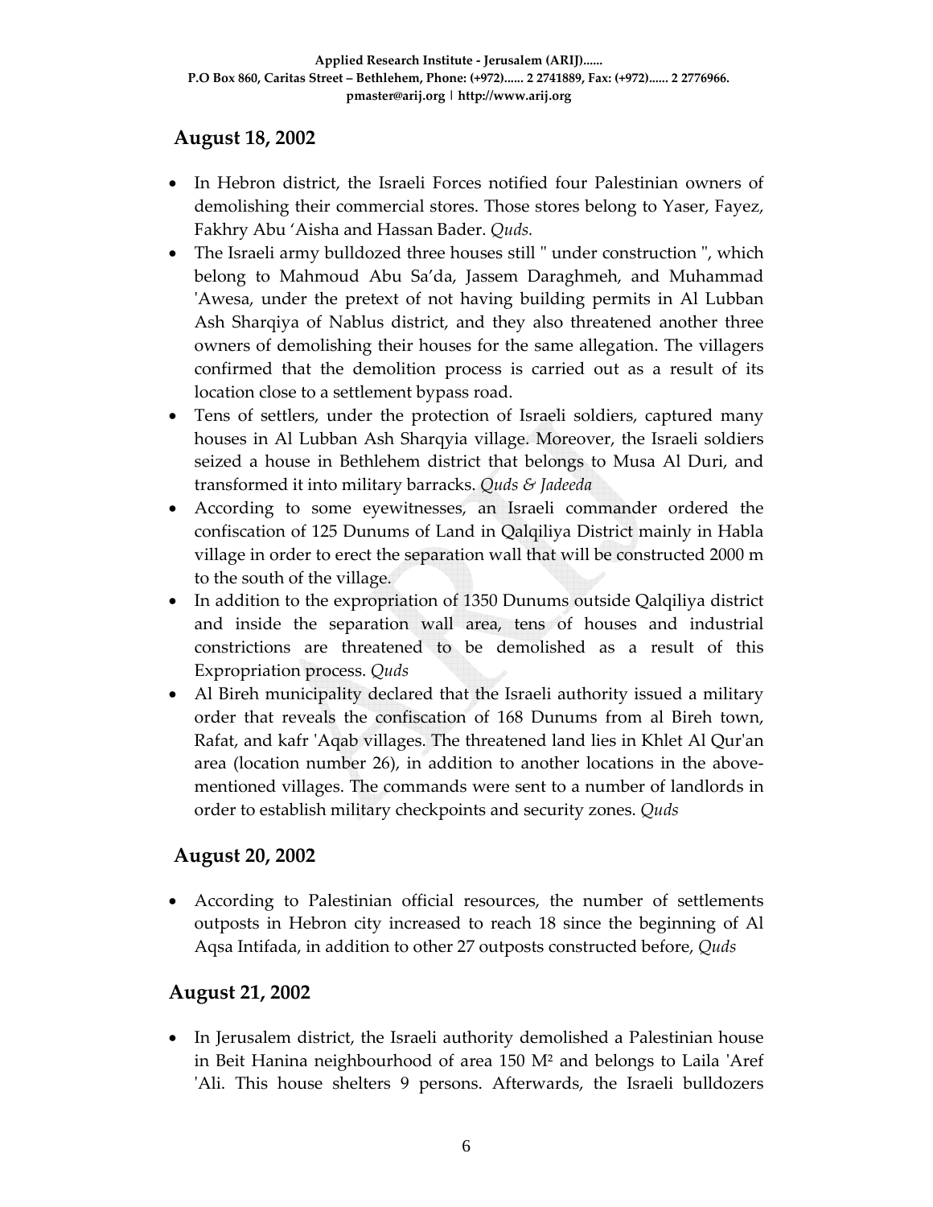## August 18, 2002

- In Hebron district, the Israeli Forces notified four Palestinian owners of demolishing their commercial stores. Those stores belong to Yaser, Fayez, Fakhry Abu 'Aisha and Hassan Bader. *Quds.*
- The Israeli army bulldozed three houses still " under construction ", which belong to Mahmoud Abu Sa'da, Jassem Daraghmeh, and Muhammad 'Awesa, under the pretext of not having building permits in Al Lubban Ash Sharqiya of Nablus district, and they also threatened another three owners of demolishing their houses for the same allegation. The villagers confirmed that the demolition process is carried out as a result of its location close to a settlement bypass road.
- Tens of settlers, under the protection of Israeli soldiers, captured many houses in Al Lubban Ash Sharqyia village. Moreover, the Israeli soldiers seized a house in Bethlehem district that belongs to Musa Al Duri, and transformed it into military barracks. *Quds & Jadeeda*
- According to some eyewitnesses, an Israeli commander ordered the confiscation of 125 Dunums of Land in Qalqiliya District mainly in Habla village in order to erect the separation wall that will be constructed 2000 m to the south of the village.
- In addition to the expropriation of 1350 Dunums outside Qalqiliya district and inside the separation wall area, tens of houses and industrial constrictions are threatened to be demolished as a result of this Expropriation process. *Quds*
- Al Bireh municipality declared that the Israeli authority issued a military order that reveals the confiscation of 168 Dunums from al Bireh town, Rafat, and kafr 'Aqab villages. The threatened land lies in Khlet Al Qur'an area (location number 26), in addition to another locations in the above-mentioned villages. The commands were sent to a number of landlords in order to establish military checkpoints and security zones. *Quds*

## August 20, 2002

- According to Palestinian official resources, the number of settlements outposts in Hebron city increased to reach 18 since the beginning of Al Aqsa Intifada, in addition to other 27 outposts constructed before, *Quds*

## August 21, 2002

- In Jerusalem district, the Israeli authority demolished a Palestinian house in Beit Hanina neighbourhood of area 150 M² and belongs to Laila 'Aref 'Ali. This house shelters 9 persons. Afterwards, the Israeli bulldozers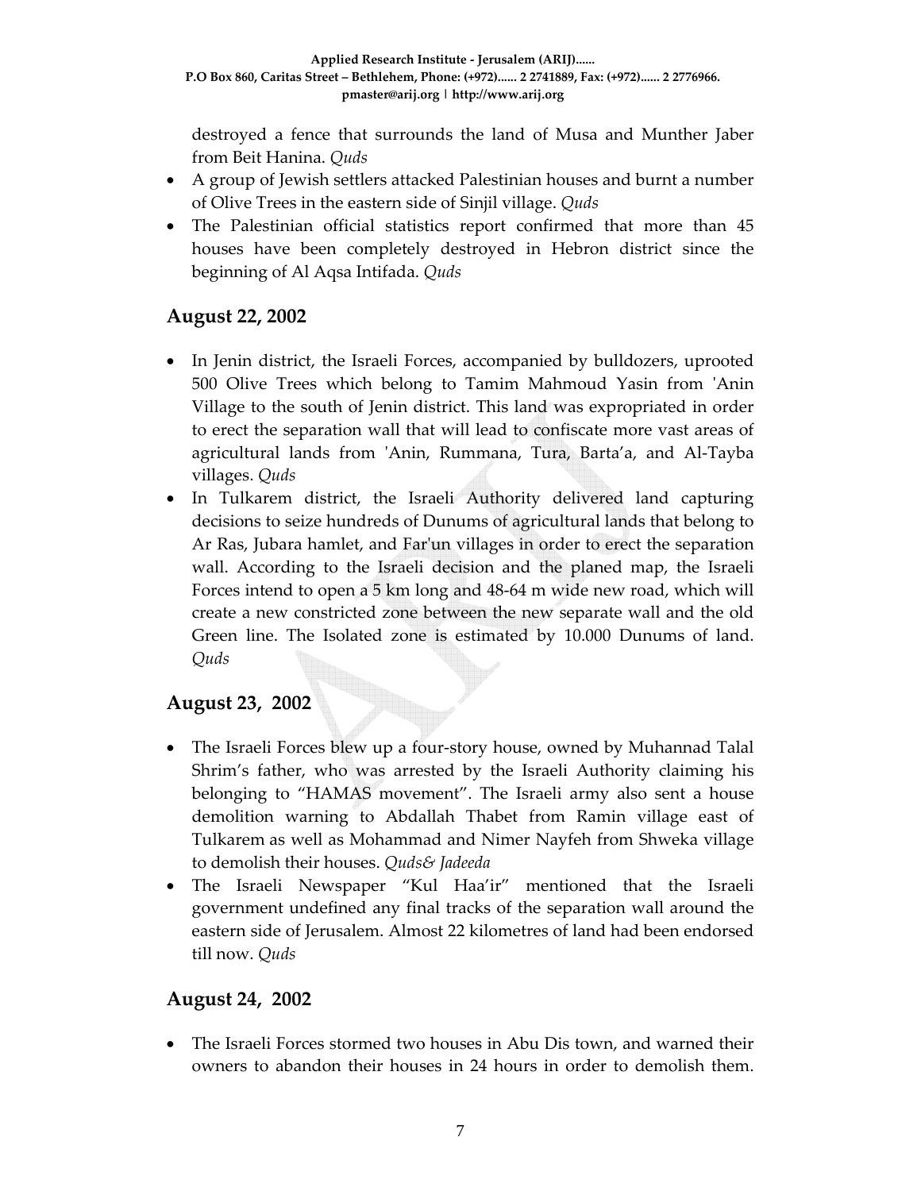destroyed a fence that surrounds the land of Musa and Munther Jaber from Beit Hanina. *Quds*

- A group of Jewish settlers attacked Palestinian houses and burnt a number of Olive Trees in the eastern side of Sinjil village. *Quds*
- The Palestinian official statistics report confirmed that more than 45 houses have been completely destroyed in Hebron district since the beginning of Al Aqsa Intifada. *Quds*

## August 22, 2002

- In Jenin district, the Israeli Forces, accompanied by bulldozers, uprooted 500 Olive Trees which belong to Tamim Mahmoud Yasin from 'Anin Village to the south of Jenin district. This land was expropriated in order to erect the separation wall that will lead to confiscate more vast areas of agricultural lands from 'Anin, Rummana, Tura, Barta'a, and Al-Tayba villages. *Quds*
- In Tulkarem district, the Israeli Authority delivered land capturing decisions to seize hundreds of Dunums of agricultural lands that belong to Ar Ras, Jubara hamlet, and Far'un villages in order to erect the separation wall. According to the Israeli decision and the planed map, the Israeli Forces intend to open a 5 km long and 48-64 m wide new road, which will create a new constricted zone between the new separate wall and the old Green line. The Isolated zone is estimated by 10.000 Dunums of land. *Quds*

## August 23, 2002

- The Israeli Forces blew up a four-story house, owned by Muhannad Talal Shrim's father, who was arrested by the Israeli Authority claiming his belonging to "HAMAS movement". The Israeli army also sent a house demolition warning to Abdallah Thabet from Ramin village east of Tulkarem as well as Mohammad and Nimer Nayfeh from Shweka village to demolish their houses. *Quds& Jadeeda*
- The Israeli Newspaper "Kul Haa'ir" mentioned that the Israeli government undefined any final tracks of the separation wall around the eastern side of Jerusalem. Almost 22 kilometres of land had been endorsed till now. *Quds*

## August 24, 2002

- The Israeli Forces stormed two houses in Abu Dis town, and warned their owners to abandon their houses in 24 hours in order to demolish them.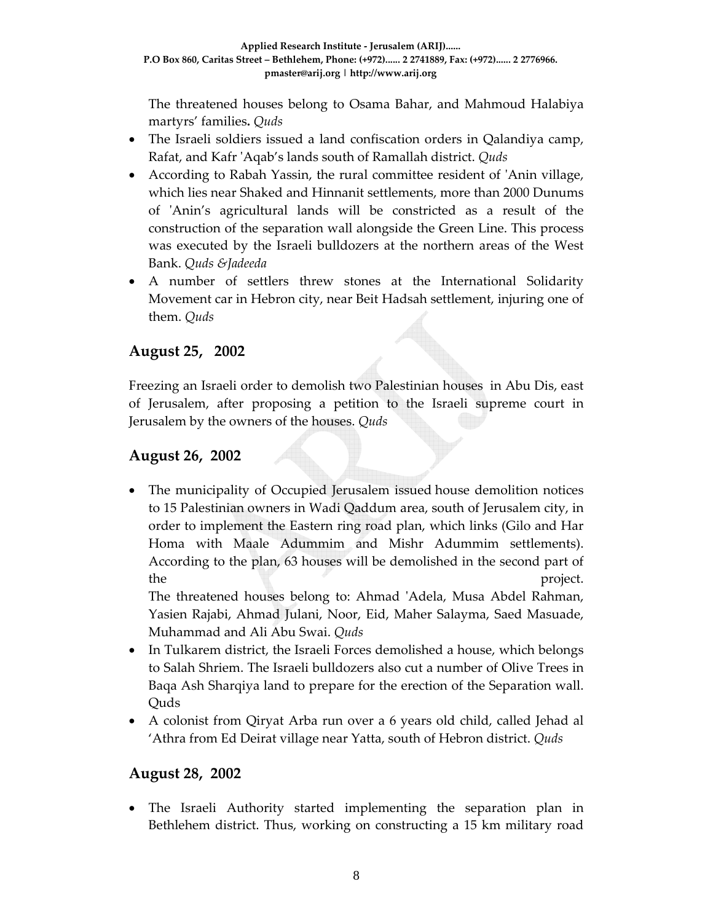The threatened houses belong to Osama Bahar, and Mahmoud Halabiya martyrs' families**.** *Quds*

- The Israeli soldiers issued a land confiscation orders in Qalandiya camp, Rafat, and Kafr 'Aqab's lands south of Ramallah district. *Quds*
- According to Rabah Yassin, the rural committee resident of 'Anin village, which lies near Shaked and Hinnanit settlements, more than 2000 Dunums of 'Anin's agricultural lands will be constricted as a result of the construction of the separation wall alongside the Green Line. This process was executed by the Israeli bulldozers at the northern areas of the West Bank. *Quds &Jadeeda*
- A number of settlers threw stones at the International Solidarity Movement car in Hebron city, near Beit Hadsah settlement, injuring one of them. *Quds*

## August 25, 2002

Freezing an Israeli order to demolish two Palestinian houses in Abu Dis, east of Jerusalem, after proposing a petition to the Israeli supreme court in Jerusalem by the owners of the houses. *Quds*

## August 26, 2002

- The municipality of Occupied Jerusalem issued house demolition notices to 15 Palestinian owners in Wadi Qaddum area, south of Jerusalem city, in order to implement the Eastern ring road plan, which links (Gilo and Har Homa with Maale Adummim and Mishr Adummim settlements). According to the plan, 63 houses will be demolished in the second part of the project.
  The threatened houses belong to: Ahmad 'Adela, Musa Abdel Rahman, Yasien Rajabi, Ahmad Julani, Noor, Eid, Maher Salayma, Saed Masuade, Muhammad and Ali Abu Swai. *Quds*
- In Tulkarem district, the Israeli Forces demolished a house, which belongs to Salah Shriem. The Israeli bulldozers also cut a number of Olive Trees in Baqa Ash Sharqiya land to prepare for the erection of the Separation wall. Quds
- A colonist from Qiryat Arba run over a 6 years old child, called Jehad al 'Athra from Ed Deirat village near Yatta, south of Hebron district. *Quds*

## August 28, 2002

- The Israeli Authority started implementing the separation plan in Bethlehem district. Thus, working on constructing a 15 km military road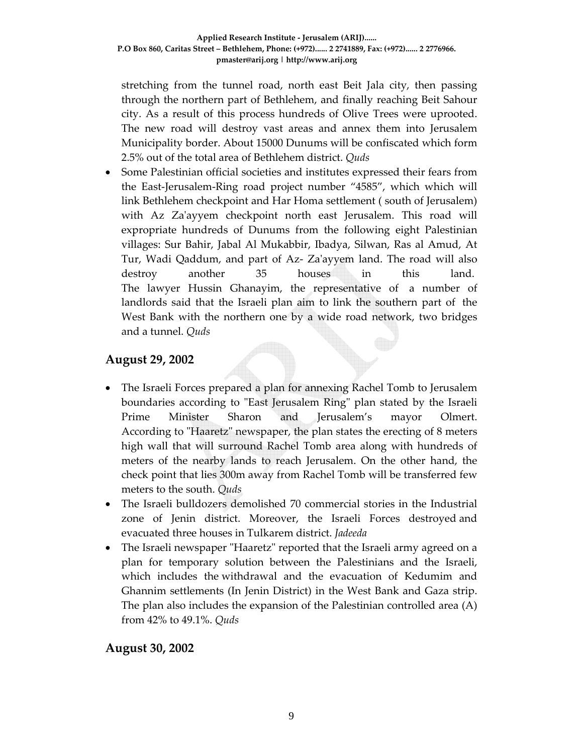stretching from the tunnel road, north east Beit Jala city, then passing through the northern part of Bethlehem, and finally reaching Beit Sahour city. As a result of this process hundreds of Olive Trees were uprooted. The new road will destroy vast areas and annex them into Jerusalem Municipality border. About 15000 Dunums will be confiscated which form 2.5% out of the total area of Bethlehem district. *Quds*

- Some Palestinian official societies and institutes expressed their fears from the East-Jerusalem-Ring road project number "4585", which which will link Bethlehem checkpoint and Har Homa settlement ( south of Jerusalem) with Az Za'ayyem checkpoint north east Jerusalem. This road will expropriate hundreds of Dunums from the following eight Palestinian villages: Sur Bahir, Jabal Al Mukabbir, Ibadya, Silwan, Ras al Amud, At Tur, Wadi Qaddum, and part of Az- Za'ayyem land. The road will also destroy another 35 houses in this land.
The lawyer Hussin Ghanayim, the representative of a number of landlords said that the Israeli plan aim to link the southern part of the West Bank with the northern one by a wide road network, two bridges and a tunnel. *Quds*

## August 29, 2002

- The Israeli Forces prepared a plan for annexing Rachel Tomb to Jerusalem boundaries according to "East Jerusalem Ring" plan stated by the Israeli Prime Minister Sharon and Jerusalem's mayor Olmert. According to "Haaretz" newspaper, the plan states the erecting of 8 meters high wall that will surround Rachel Tomb area along with hundreds of meters of the nearby lands to reach Jerusalem. On the other hand, the check point that lies 300m away from Rachel Tomb will be transferred few meters to the south. *Quds*
- The Israeli bulldozers demolished 70 commercial stories in the Industrial zone of Jenin district. Moreover, the Israeli Forces destroyed and evacuated three houses in Tulkarem district. *Jadeeda*
- The Israeli newspaper "Haaretz" reported that the Israeli army agreed on a plan for temporary solution between the Palestinians and the Israeli, which includes the withdrawal and the evacuation of Kedumim and Ghannim settlements (In Jenin District) in the West Bank and Gaza strip. The plan also includes the expansion of the Palestinian controlled area (A) from 42% to 49.1%. *Quds*

## August 30, 2002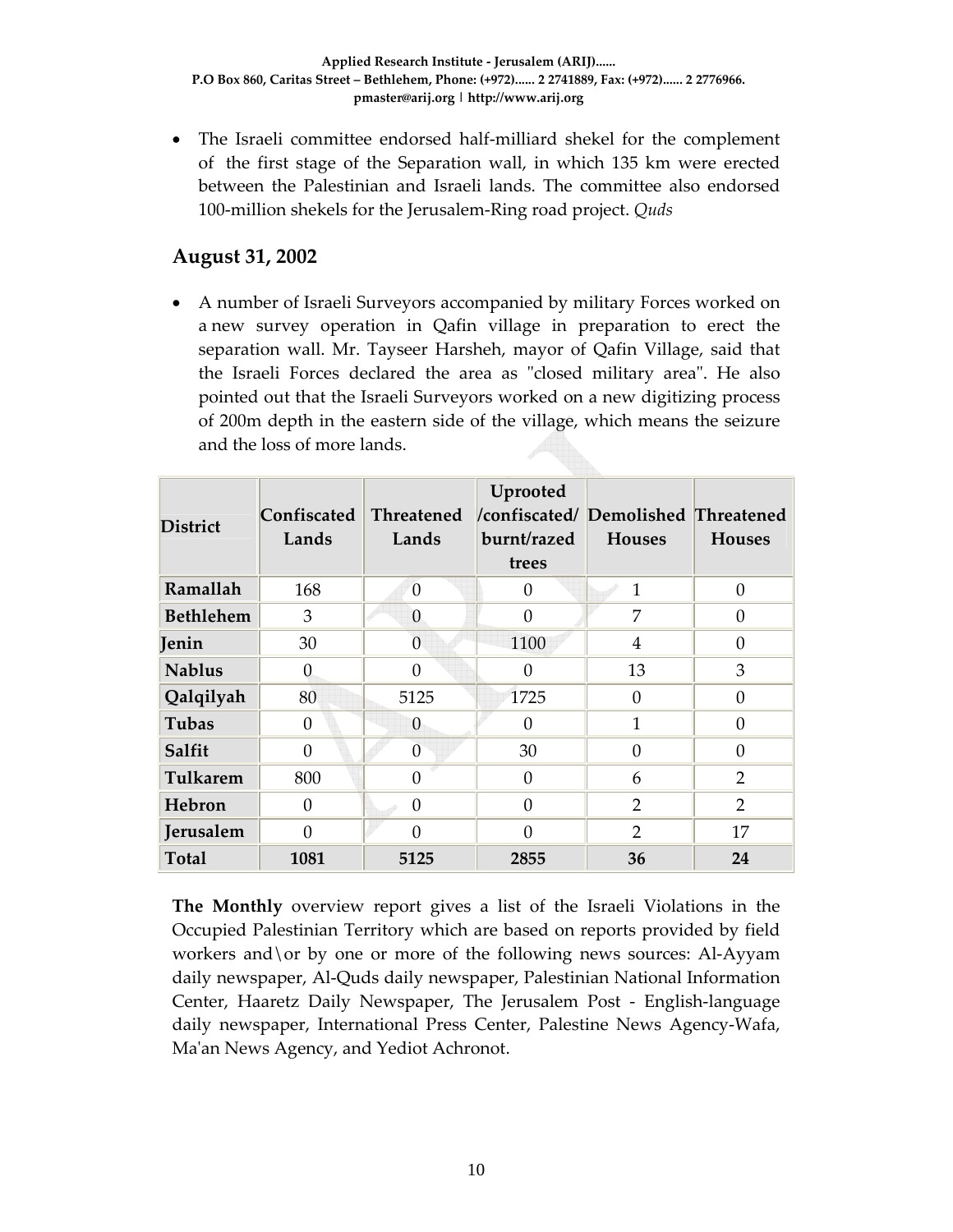- The Israeli committee endorsed half-milliard shekel for the complement of the first stage of the Separation wall, in which 135 km were erected between the Palestinian and Israeli lands. The committee also endorsed 100-million shekels for the Jerusalem-Ring road project. *Quds*

## August 31, 2002

- A number of Israeli Surveyors accompanied by military Forces worked on a new survey operation in Qafin village in preparation to erect the separation wall. Mr. Tayseer Harsheh, mayor of Qafin Village, said that the Israeli Forces declared the area as "closed military area". He also pointed out that the Israeli Surveyors worked on a new digitizing process of 200m depth in the eastern side of the village, which means the seizure and the loss of more lands.

| District | Confiscated Lands | Threatened Lands | Uprooted /confiscated/ burnt/razed trees | Demolished Houses | Threatened Houses |
|---|---|---|---|---|---|
| **Ramallah** | 168 | 0 | 0 | 1 | 0 |
| **Bethlehem** | 3 | 0 | 0 | 7 | 0 |
| **Jenin** | 30 | 0 | 1100 | 4 | 0 |
| **Nablus** | 0 | 0 | 0 | 13 | 3 |
| **Qalqilyah** | 80 | 5125 | 1725 | 0 | 0 |
| **Tubas** | 0 | 0 | 0 | 1 | 0 |
| **Salfit** | 0 | 0 | 30 | 0 | 0 |
| **Tulkarem** | 800 | 0 | 0 | 6 | 2 |
| **Hebron** | 0 | 0 | 0 | 2 | 2 |
| **Jerusalem** | 0 | 0 | 0 | 2 | 17 |
| **Total** | **1081** | **5125** | **2855** | **36** | **24** |

**The Monthly** overview report gives a list of the Israeli Violations in the Occupied Palestinian Territory which are based on reports provided by field workers and\or by one or more of the following news sources: Al-Ayyam daily newspaper, Al-Quds daily newspaper, Palestinian National Information Center, Haaretz Daily Newspaper, The Jerusalem Post - English-language daily newspaper, International Press Center, Palestine News Agency-Wafa, Ma'an News Agency, and Yediot Achronot.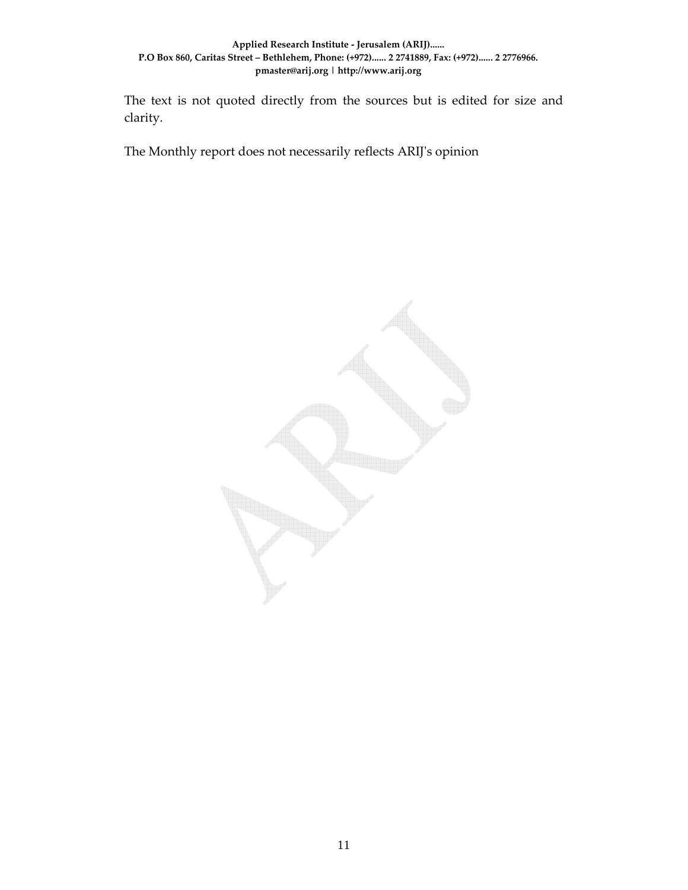The text is not quoted directly from the sources but is edited for size and clarity.

The Monthly report does not necessarily reflects ARIJ's opinion